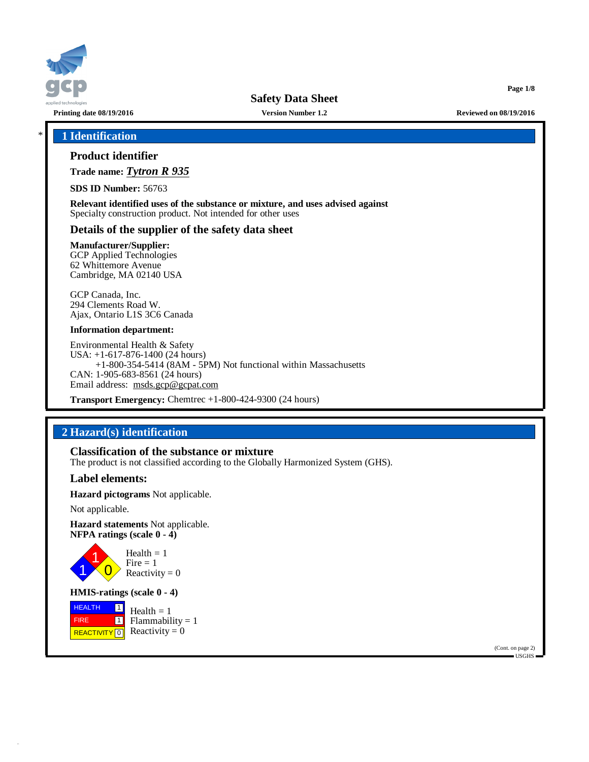# Safety Data Sheet

Printing date 08/19/2016 | Version Number 1.2 | Reviewed on 08/19/2016

## 1 Identification

### Product identifier

**Trade name:** ***Tytron R 935***

**SDS ID Number:** 56763

**Relevant identified uses of the substance or mixture, and uses advised against**
Specialty construction product. Not intended for other uses

### Details of the supplier of the safety data sheet

**Manufacturer/Supplier:**
GCP Applied Technologies
62 Whittemore Avenue
Cambridge, MA 02140 USA

GCP Canada, Inc.
294 Clements Road W.
Ajax, Ontario L1S 3C6 Canada

**Information department:**

Environmental Health & Safety
USA: +1-617-876-1400 (24 hours)
+1-800-354-5414 (8AM - 5PM) Not functional within Massachusetts
CAN: 1-905-683-8561 (24 hours)
Email address: msds.gcp@gcpat.com

**Transport Emergency:** Chemtrec +1-800-424-9300 (24 hours)

## 2 Hazard(s) identification

### Classification of the substance or mixture

The product is not classified according to the Globally Harmonized System (GHS).

### Label elements:

**Hazard pictograms** Not applicable.

Not applicable.

**Hazard statements** Not applicable.
**NFPA ratings (scale 0 - 4)**

Health = 1
Fire = 1
Reactivity = 0

**HMIS-ratings (scale 0 - 4)**

| | |
|---|---|
| HEALTH | 1 |
| FIRE | 1 |
| REACTIVITY | 0 |

Health = 1
Flammability = 1
Reactivity = 0

(Cont. on page 2)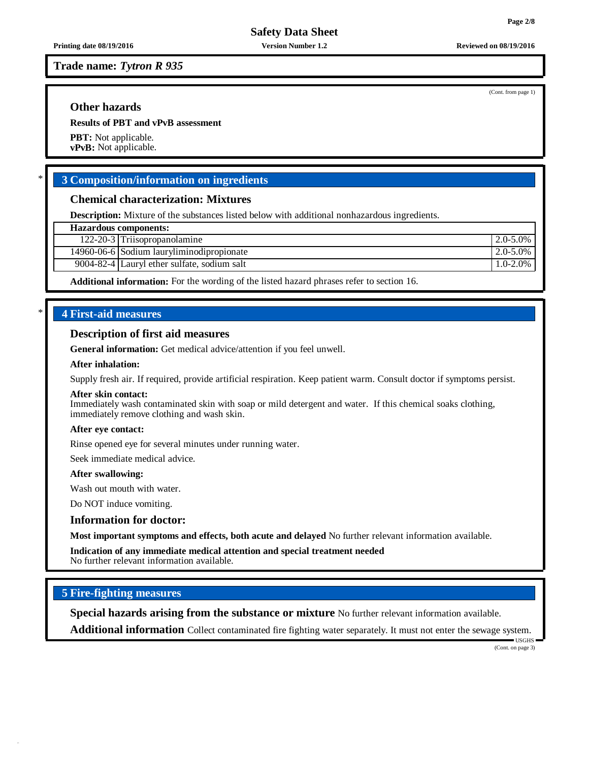Trade name: *Tytron R 935*

(Cont. from page 1)

### Other hazards

**Results of PBT and vPvB assessment**

**PBT:** Not applicable.
**vPvB:** Not applicable.

## * 3 Composition/information on ingredients

### Chemical characterization: Mixtures

**Description:** Mixture of the substances listed below with additional nonhazardous ingredients.

| Hazardous components: | | |
|---|---|---|
| 122-20-3 | Triisopropanolamine | 2.0-5.0% |
| 14960-06-6 | Sodium lauryliminodipropionate | 2.0-5.0% |
| 9004-82-4 | Lauryl ether sulfate, sodium salt | 1.0-2.0% |

**Additional information:** For the wording of the listed hazard phrases refer to section 16.

## * 4 First-aid measures

### Description of first aid measures

**General information:** Get medical advice/attention if you feel unwell.

**After inhalation:**

Supply fresh air. If required, provide artificial respiration. Keep patient warm. Consult doctor if symptoms persist.

**After skin contact:**
Immediately wash contaminated skin with soap or mild detergent and water. If this chemical soaks clothing, immediately remove clothing and wash skin.

**After eye contact:**

Rinse opened eye for several minutes under running water.

Seek immediate medical advice.

**After swallowing:**

Wash out mouth with water.

Do NOT induce vomiting.

### Information for doctor:

**Most important symptoms and effects, both acute and delayed** No further relevant information available.

**Indication of any immediate medical attention and special treatment needed**
No further relevant information available.

## 5 Fire-fighting measures

**Special hazards arising from the substance or mixture** No further relevant information available.

**Additional information** Collect contaminated fire fighting water separately. It must not enter the sewage system.

(Cont. on page 3)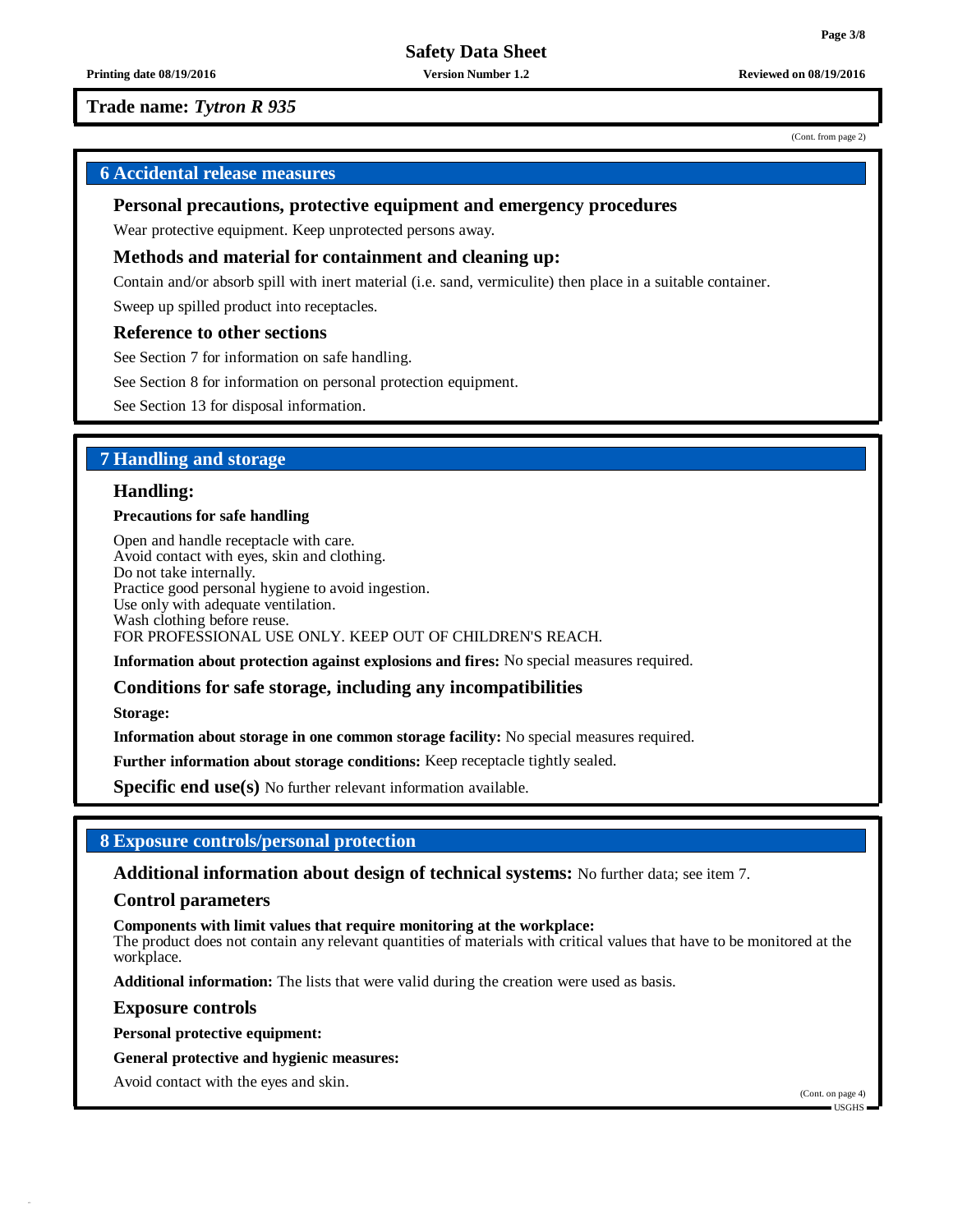**Trade name:** ***Tytron R 935***

(Cont. from page 2)

## 6 Accidental release measures

### Personal precautions, protective equipment and emergency procedures

Wear protective equipment. Keep unprotected persons away.

### Methods and material for containment and cleaning up:

Contain and/or absorb spill with inert material (i.e. sand, vermiculite) then place in a suitable container.

Sweep up spilled product into receptacles.

### Reference to other sections

See Section 7 for information on safe handling.

See Section 8 for information on personal protection equipment.

See Section 13 for disposal information.

## 7 Handling and storage

### Handling:

**Precautions for safe handling**

Open and handle receptacle with care.
Avoid contact with eyes, skin and clothing.
Do not take internally.
Practice good personal hygiene to avoid ingestion.
Use only with adequate ventilation.
Wash clothing before reuse.
FOR PROFESSIONAL USE ONLY. KEEP OUT OF CHILDREN'S REACH.

**Information about protection against explosions and fires:** No special measures required.

### Conditions for safe storage, including any incompatibilities

**Storage:**

**Information about storage in one common storage facility:** No special measures required.

**Further information about storage conditions:** Keep receptacle tightly sealed.

**Specific end use(s)** No further relevant information available.

## 8 Exposure controls/personal protection

**Additional information about design of technical systems:** No further data; see item 7.

### Control parameters

**Components with limit values that require monitoring at the workplace:**
The product does not contain any relevant quantities of materials with critical values that have to be monitored at the workplace.

**Additional information:** The lists that were valid during the creation were used as basis.

### Exposure controls

**Personal protective equipment:**

**General protective and hygienic measures:**

Avoid contact with the eyes and skin.

(Cont. on page 4)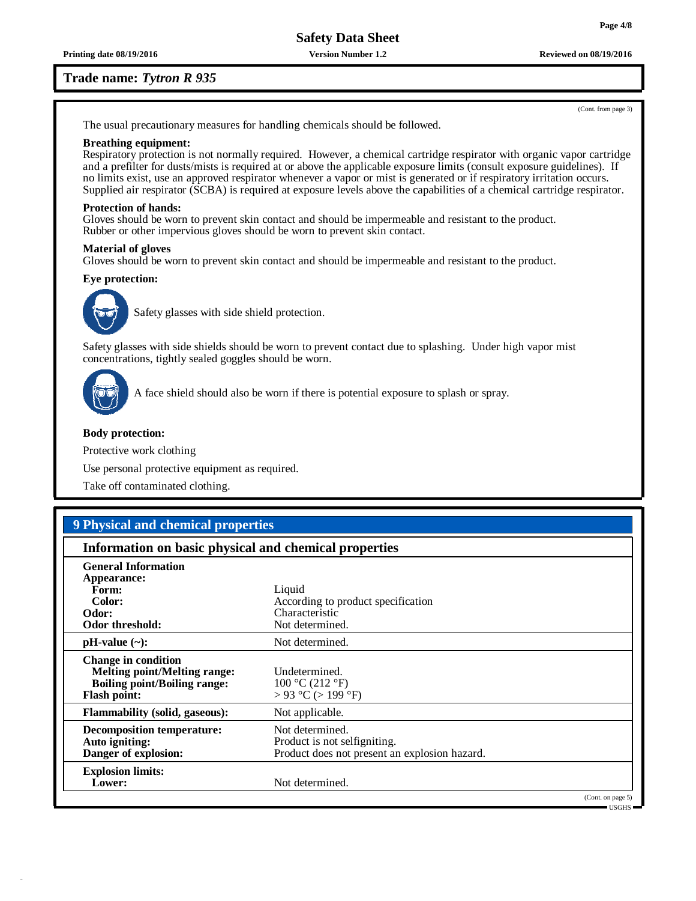**Trade name:** ***Tytron R 935***

(Cont. from page 3)

The usual precautionary measures for handling chemicals should be followed.

**Breathing equipment:**
Respiratory protection is not normally required. However, a chemical cartridge respirator with organic vapor cartridge and a prefilter for dusts/mists is required at or above the applicable exposure limits (consult exposure guidelines). If no limits exist, use an approved respirator whenever a vapor or mist is generated or if respiratory irritation occurs. Supplied air respirator (SCBA) is required at exposure levels above the capabilities of a chemical cartridge respirator.

**Protection of hands:**
Gloves should be worn to prevent skin contact and should be impermeable and resistant to the product.
Rubber or other impervious gloves should be worn to prevent skin contact.

**Material of gloves**
Gloves should be worn to prevent skin contact and should be impermeable and resistant to the product.

**Eye protection:**

Safety glasses with side shield protection.

Safety glasses with side shields should be worn to prevent contact due to splashing. Under high vapor mist concentrations, tightly sealed goggles should be worn.

A face shield should also be worn if there is potential exposure to splash or spray.

**Body protection:**

Protective work clothing

Use personal protective equipment as required.

Take off contaminated clothing.

## 9 Physical and chemical properties

### Information on basic physical and chemical properties

| | |
|---|---|
| **General Information** | |
| **Appearance:** | |
| **Form:** | Liquid |
| **Color:** | According to product specification |
| **Odor:** | Characteristic |
| **Odor threshold:** | Not determined. |
| **pH-value (~):** | Not determined. |
| **Change in condition** | |
| **Melting point/Melting range:** | Undetermined. |
| **Boiling point/Boiling range:** | 100 °C (212 °F) |
| **Flash point:** | > 93 °C (> 199 °F) |
| **Flammability (solid, gaseous):** | Not applicable. |
| **Decomposition temperature:** | Not determined. |
| **Auto igniting:** | Product is not selfigniting. |
| **Danger of explosion:** | Product does not present an explosion hazard. |
| **Explosion limits:** | |
| **Lower:** | Not determined. |

(Cont. on page 5)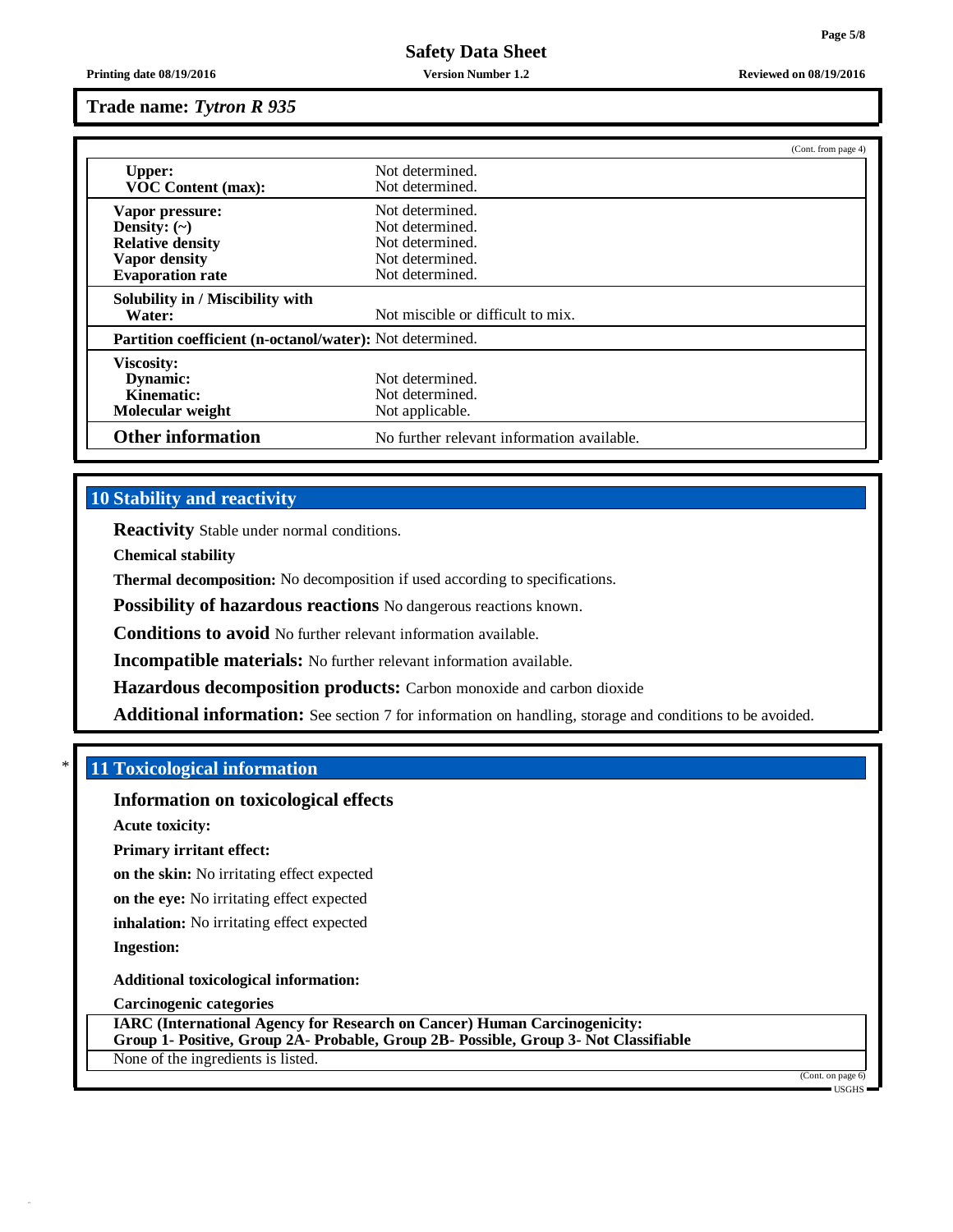**Trade name:** ***Tytron R 935***

(Cont. from page 4)

| | |
|---|---|
| **Upper:** | Not determined. |
| **VOC Content (max):** | Not determined. |
| **Vapor pressure:** | Not determined. |
| **Density: (~)** | Not determined. |
| **Relative density** | Not determined. |
| **Vapor density** | Not determined. |
| **Evaporation rate** | Not determined. |
| **Solubility in / Miscibility with Water:** | Not miscible or difficult to mix. |
| **Partition coefficient (n-octanol/water):** | Not determined. |
| **Viscosity:** | |
| **Dynamic:** | Not determined. |
| **Kinematic:** | Not determined. |
| **Molecular weight** | Not applicable. |
| **Other information** | No further relevant information available. |

## 10 Stability and reactivity

**Reactivity** Stable under normal conditions.

**Chemical stability**

**Thermal decomposition:** No decomposition if used according to specifications.

**Possibility of hazardous reactions** No dangerous reactions known.

**Conditions to avoid** No further relevant information available.

**Incompatible materials:** No further relevant information available.

**Hazardous decomposition products:** Carbon monoxide and carbon dioxide

**Additional information:** See section 7 for information on handling, storage and conditions to be avoided.

## * 11 Toxicological information

### Information on toxicological effects

**Acute toxicity:**

**Primary irritant effect:**

**on the skin:** No irritating effect expected

**on the eye:** No irritating effect expected

**inhalation:** No irritating effect expected

**Ingestion:**

**Additional toxicological information:**

**Carcinogenic categories**

**IARC (International Agency for Research on Cancer) Human Carcinogenicity:**
**Group 1- Positive, Group 2A- Probable, Group 2B- Possible, Group 3- Not Classifiable**

None of the ingredients is listed.

(Cont. on page 6)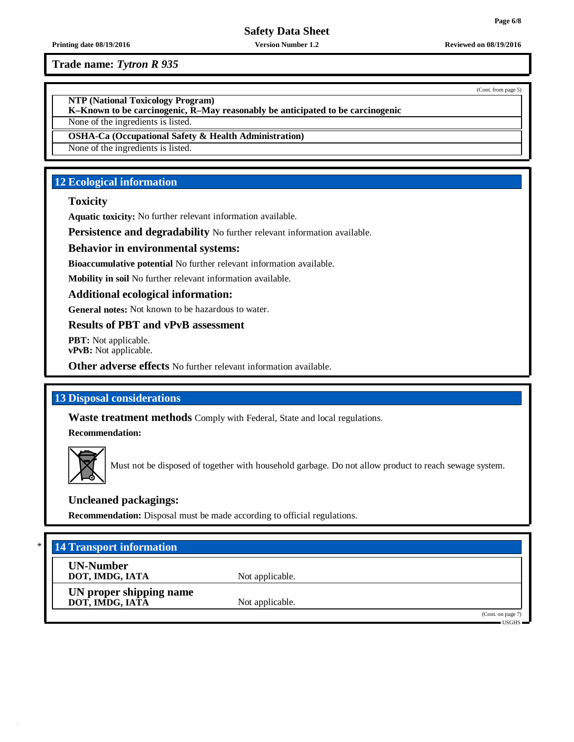**Trade name:** ***Tytron R 935***

(Cont. from page 5)

**NTP (National Toxicology Program)**
**K–Known to be carcinogenic, R–May reasonably be anticipated to be carcinogenic**

None of the ingredients is listed.

**OSHA-Ca (Occupational Safety & Health Administration)**

None of the ingredients is listed.

## 12 Ecological information

### Toxicity

**Aquatic toxicity:** No further relevant information available.

**Persistence and degradability** No further relevant information available.

### Behavior in environmental systems:

**Bioaccumulative potential** No further relevant information available.

**Mobility in soil** No further relevant information available.

### Additional ecological information:

**General notes:** Not known to be hazardous to water.

### Results of PBT and vPvB assessment

**PBT:** Not applicable.
**vPvB:** Not applicable.

**Other adverse effects** No further relevant information available.

## 13 Disposal considerations

**Waste treatment methods** Comply with Federal, State and local regulations.

**Recommendation:**

Must not be disposed of together with household garbage. Do not allow product to reach sewage system.

### Uncleaned packagings:

**Recommendation:** Disposal must be made according to official regulations.

## * 14 Transport information

| | |
|---|---|
| **UN-Number** **DOT, IMDG, IATA** | Not applicable. |
| **UN proper shipping name** **DOT, IMDG, IATA** | Not applicable. |

(Cont. on page 7)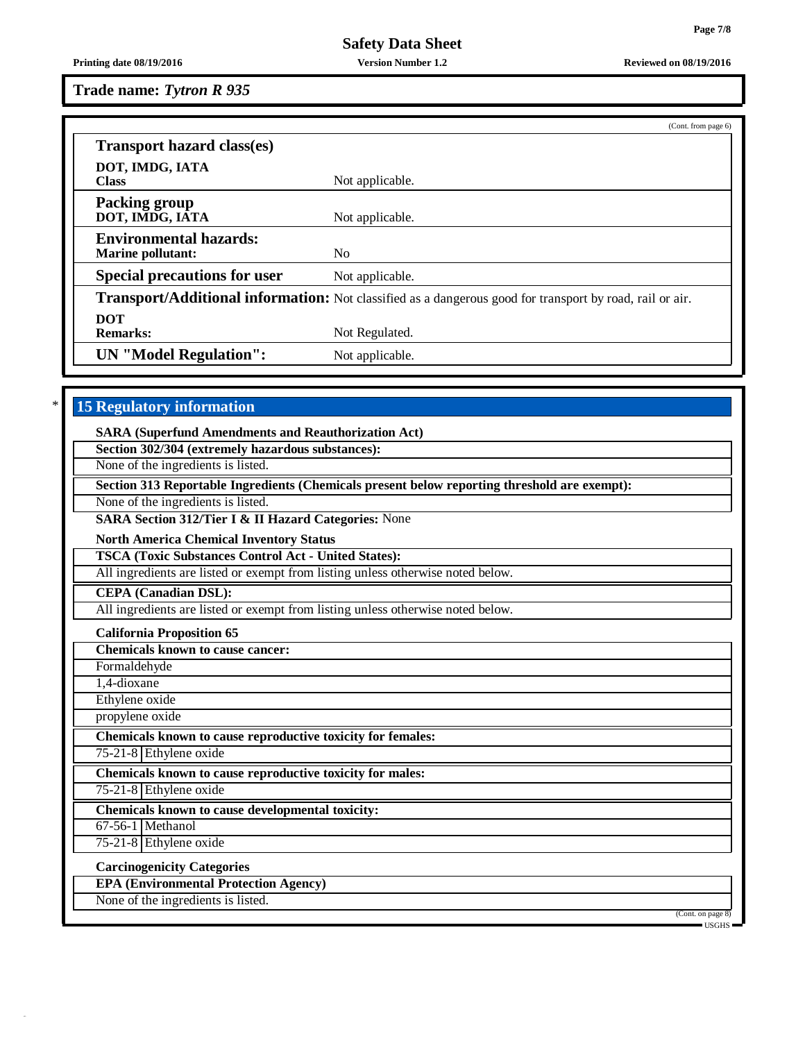**Trade name:** ***Tytron R 935***

(Cont. from page 6)

| **Transport hazard class(es)** | |
|---|---|
| **DOT, IMDG, IATA Class** | Not applicable. |
| **Packing group DOT, IMDG, IATA** | Not applicable. |
| **Environmental hazards: Marine pollutant:** | No |
| **Special precautions for user** | Not applicable. |
| **Transport/Additional information:** | Not classified as a dangerous good for transport by road, rail or air. |
| **DOT Remarks:** | Not Regulated. |
| **UN "Model Regulation":** | Not applicable. |

## * 15 Regulatory information

**SARA (Superfund Amendments and Reauthorization Act)**

**Section 302/304 (extremely hazardous substances):**

None of the ingredients is listed.

**Section 313 Reportable Ingredients (Chemicals present below reporting threshold are exempt):**

None of the ingredients is listed.

**SARA Section 312/Tier I & II Hazard Categories:** None

**North America Chemical Inventory Status**

**TSCA (Toxic Substances Control Act - United States):**

All ingredients are listed or exempt from listing unless otherwise noted below.

**CEPA (Canadian DSL):**

All ingredients are listed or exempt from listing unless otherwise noted below.

**California Proposition 65**

**Chemicals known to cause cancer:**

Formaldehyde

1,4-dioxane

Ethylene oxide

propylene oxide

**Chemicals known to cause reproductive toxicity for females:**

| 75-21-8 | Ethylene oxide |
|---|---|

**Chemicals known to cause reproductive toxicity for males:**

| 75-21-8 | Ethylene oxide |
|---|---|

**Chemicals known to cause developmental toxicity:**

| 67-56-1 | Methanol |
|---|---|
| 75-21-8 | Ethylene oxide |

**Carcinogenicity Categories**

**EPA (Environmental Protection Agency)**

None of the ingredients is listed.

(Cont. on page 8)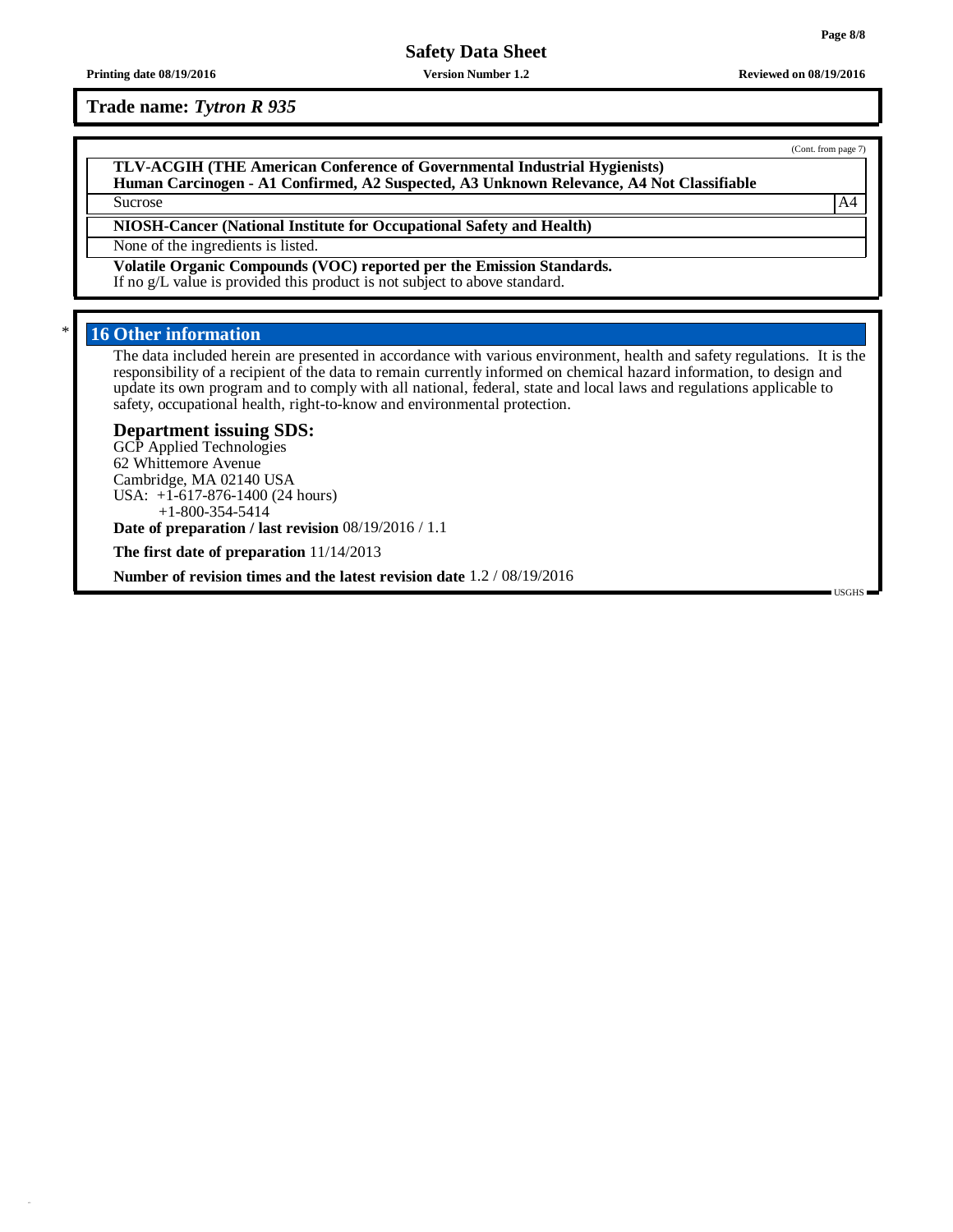**Trade name:** ***Tytron R 935***

(Cont. from page 7)

**TLV-ACGIH (THE American Conference of Governmental Industrial Hygienists)**
**Human Carcinogen - A1 Confirmed, A2 Suspected, A3 Unknown Relevance, A4 Not Classifiable**

| | |
|---|---|
| Sucrose | A4 |

**NIOSH-Cancer (National Institute for Occupational Safety and Health)**

None of the ingredients is listed.

**Volatile Organic Compounds (VOC) reported per the Emission Standards.**
If no g/L value is provided this product is not subject to above standard.

## * 16 Other information

The data included herein are presented in accordance with various environment, health and safety regulations. It is the responsibility of a recipient of the data to remain currently informed on chemical hazard information, to design and update its own program and to comply with all national, federal, state and local laws and regulations applicable to safety, occupational health, right-to-know and environmental protection.

### Department issuing SDS:

GCP Applied Technologies
62 Whittemore Avenue
Cambridge, MA 02140 USA
USA: +1-617-876-1400 (24 hours)
+1-800-354-5414

**Date of preparation / last revision** 08/19/2016 / 1.1

**The first date of preparation** 11/14/2013

**Number of revision times and the latest revision date** 1.2 / 08/19/2016